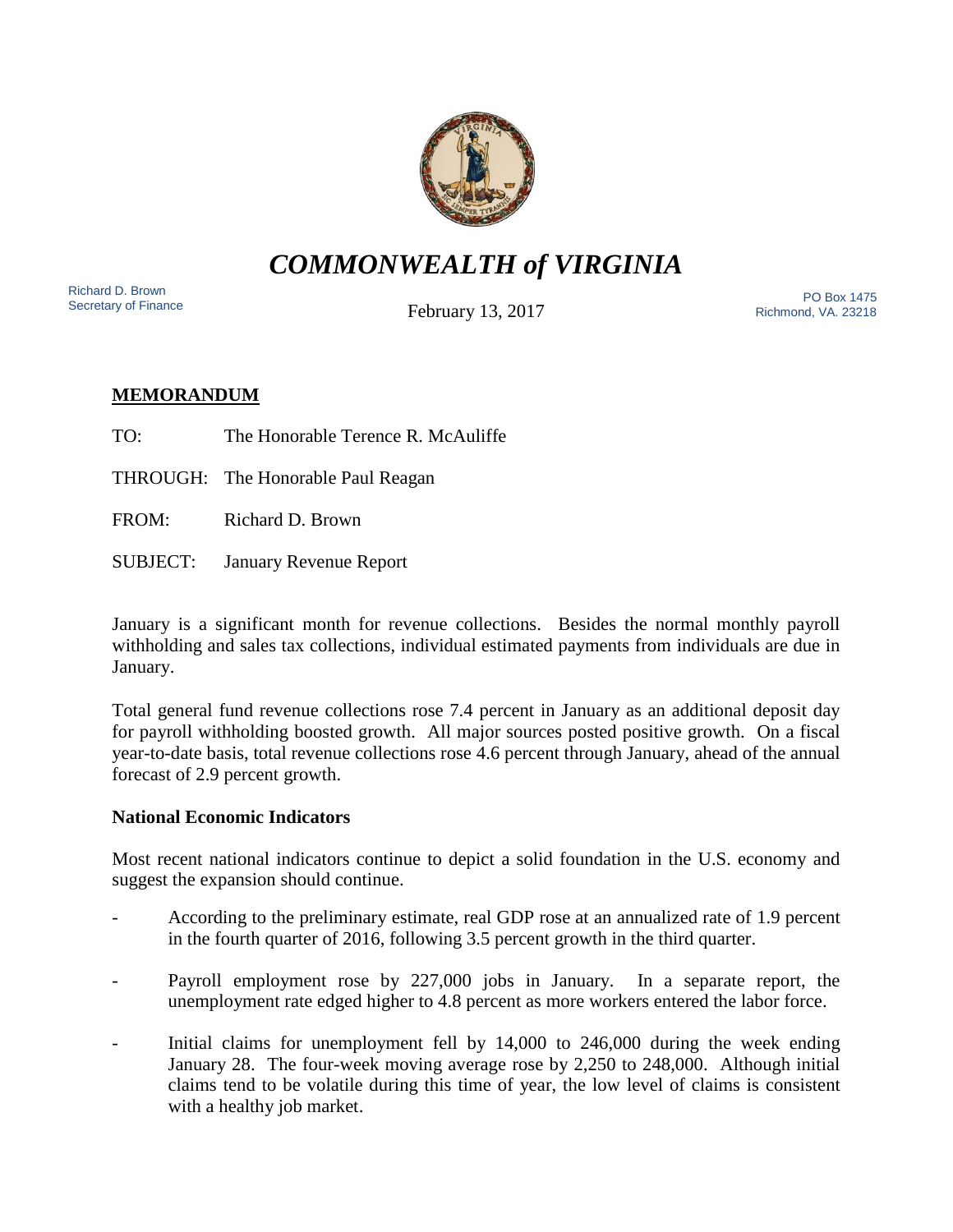# *COMMONWEALTH of VIRGINIA*

Richard D. Brown
Secretary of Finance

February 13, 2017

PO Box 1475
Richmond, VA. 23218

**MEMORANDUM**

TO: The Honorable Terence R. McAuliffe

THROUGH: The Honorable Paul Reagan

FROM: Richard D. Brown

SUBJECT: January Revenue Report

January is a significant month for revenue collections. Besides the normal monthly payroll withholding and sales tax collections, individual estimated payments from individuals are due in January.

Total general fund revenue collections rose 7.4 percent in January as an additional deposit day for payroll withholding boosted growth. All major sources posted positive growth. On a fiscal year-to-date basis, total revenue collections rose 4.6 percent through January, ahead of the annual forecast of 2.9 percent growth.

**National Economic Indicators**

Most recent national indicators continue to depict a solid foundation in the U.S. economy and suggest the expansion should continue.

- According to the preliminary estimate, real GDP rose at an annualized rate of 1.9 percent in the fourth quarter of 2016, following 3.5 percent growth in the third quarter.
- Payroll employment rose by 227,000 jobs in January. In a separate report, the unemployment rate edged higher to 4.8 percent as more workers entered the labor force.
- Initial claims for unemployment fell by 14,000 to 246,000 during the week ending January 28. The four-week moving average rose by 2,250 to 248,000. Although initial claims tend to be volatile during this time of year, the low level of claims is consistent with a healthy job market.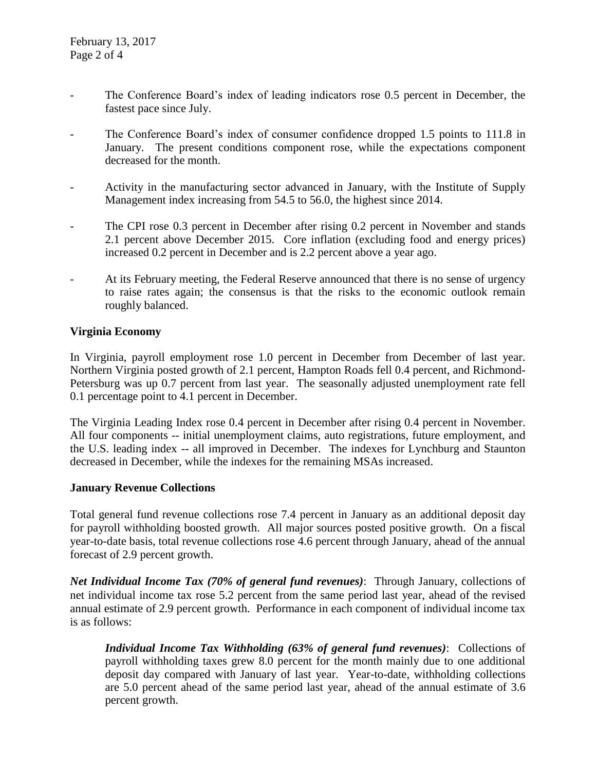- The Conference Board's index of leading indicators rose 0.5 percent in December, the fastest pace since July.
- The Conference Board's index of consumer confidence dropped 1.5 points to 111.8 in January. The present conditions component rose, while the expectations component decreased for the month.
- Activity in the manufacturing sector advanced in January, with the Institute of Supply Management index increasing from 54.5 to 56.0, the highest since 2014.
- The CPI rose 0.3 percent in December after rising 0.2 percent in November and stands 2.1 percent above December 2015. Core inflation (excluding food and energy prices) increased 0.2 percent in December and is 2.2 percent above a year ago.
- At its February meeting, the Federal Reserve announced that there is no sense of urgency to raise rates again; the consensus is that the risks to the economic outlook remain roughly balanced.

**Virginia Economy**

In Virginia, payroll employment rose 1.0 percent in December from December of last year. Northern Virginia posted growth of 2.1 percent, Hampton Roads fell 0.4 percent, and Richmond-Petersburg was up 0.7 percent from last year. The seasonally adjusted unemployment rate fell 0.1 percentage point to 4.1 percent in December.

The Virginia Leading Index rose 0.4 percent in December after rising 0.4 percent in November. All four components -- initial unemployment claims, auto registrations, future employment, and the U.S. leading index -- all improved in December. The indexes for Lynchburg and Staunton decreased in December, while the indexes for the remaining MSAs increased.

**January Revenue Collections**

Total general fund revenue collections rose 7.4 percent in January as an additional deposit day for payroll withholding boosted growth. All major sources posted positive growth. On a fiscal year-to-date basis, total revenue collections rose 4.6 percent through January, ahead of the annual forecast of 2.9 percent growth.

***Net Individual Income Tax (70% of general fund revenues)***: Through January, collections of net individual income tax rose 5.2 percent from the same period last year, ahead of the revised annual estimate of 2.9 percent growth. Performance in each component of individual income tax is as follows:

> ***Individual Income Tax Withholding (63% of general fund revenues)***: Collections of payroll withholding taxes grew 8.0 percent for the month mainly due to one additional deposit day compared with January of last year. Year-to-date, withholding collections are 5.0 percent ahead of the same period last year, ahead of the annual estimate of 3.6 percent growth.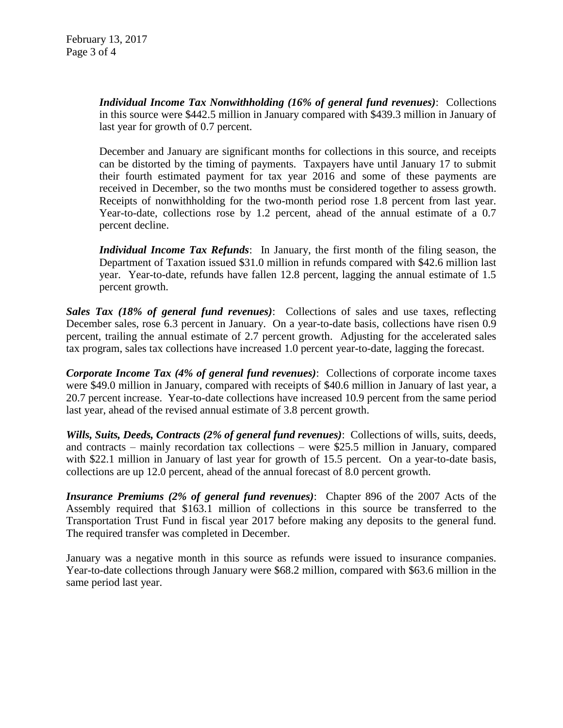***Individual Income Tax Nonwithholding (16% of general fund revenues)***: Collections in this source were $442.5 million in January compared with $439.3 million in January of last year for growth of 0.7 percent.

December and January are significant months for collections in this source, and receipts can be distorted by the timing of payments. Taxpayers have until January 17 to submit their fourth estimated payment for tax year 2016 and some of these payments are received in December, so the two months must be considered together to assess growth. Receipts of nonwithholding for the two-month period rose 1.8 percent from last year. Year-to-date, collections rose by 1.2 percent, ahead of the annual estimate of a 0.7 percent decline.

***Individual Income Tax Refunds***: In January, the first month of the filing season, the Department of Taxation issued $31.0 million in refunds compared with $42.6 million last year. Year-to-date, refunds have fallen 12.8 percent, lagging the annual estimate of 1.5 percent growth.

***Sales Tax (18% of general fund revenues)***: Collections of sales and use taxes, reflecting December sales, rose 6.3 percent in January. On a year-to-date basis, collections have risen 0.9 percent, trailing the annual estimate of 2.7 percent growth. Adjusting for the accelerated sales tax program, sales tax collections have increased 1.0 percent year-to-date, lagging the forecast.

***Corporate Income Tax (4% of general fund revenues)***: Collections of corporate income taxes were $49.0 million in January, compared with receipts of $40.6 million in January of last year, a 20.7 percent increase. Year-to-date collections have increased 10.9 percent from the same period last year, ahead of the revised annual estimate of 3.8 percent growth.

***Wills, Suits, Deeds, Contracts (2% of general fund revenues)***: Collections of wills, suits, deeds, and contracts – mainly recordation tax collections – were $25.5 million in January, compared with $22.1 million in January of last year for growth of 15.5 percent. On a year-to-date basis, collections are up 12.0 percent, ahead of the annual forecast of 8.0 percent growth.

***Insurance Premiums (2% of general fund revenues)***: Chapter 896 of the 2007 Acts of the Assembly required that $163.1 million of collections in this source be transferred to the Transportation Trust Fund in fiscal year 2017 before making any deposits to the general fund. The required transfer was completed in December.

January was a negative month in this source as refunds were issued to insurance companies. Year-to-date collections through January were $68.2 million, compared with $63.6 million in the same period last year.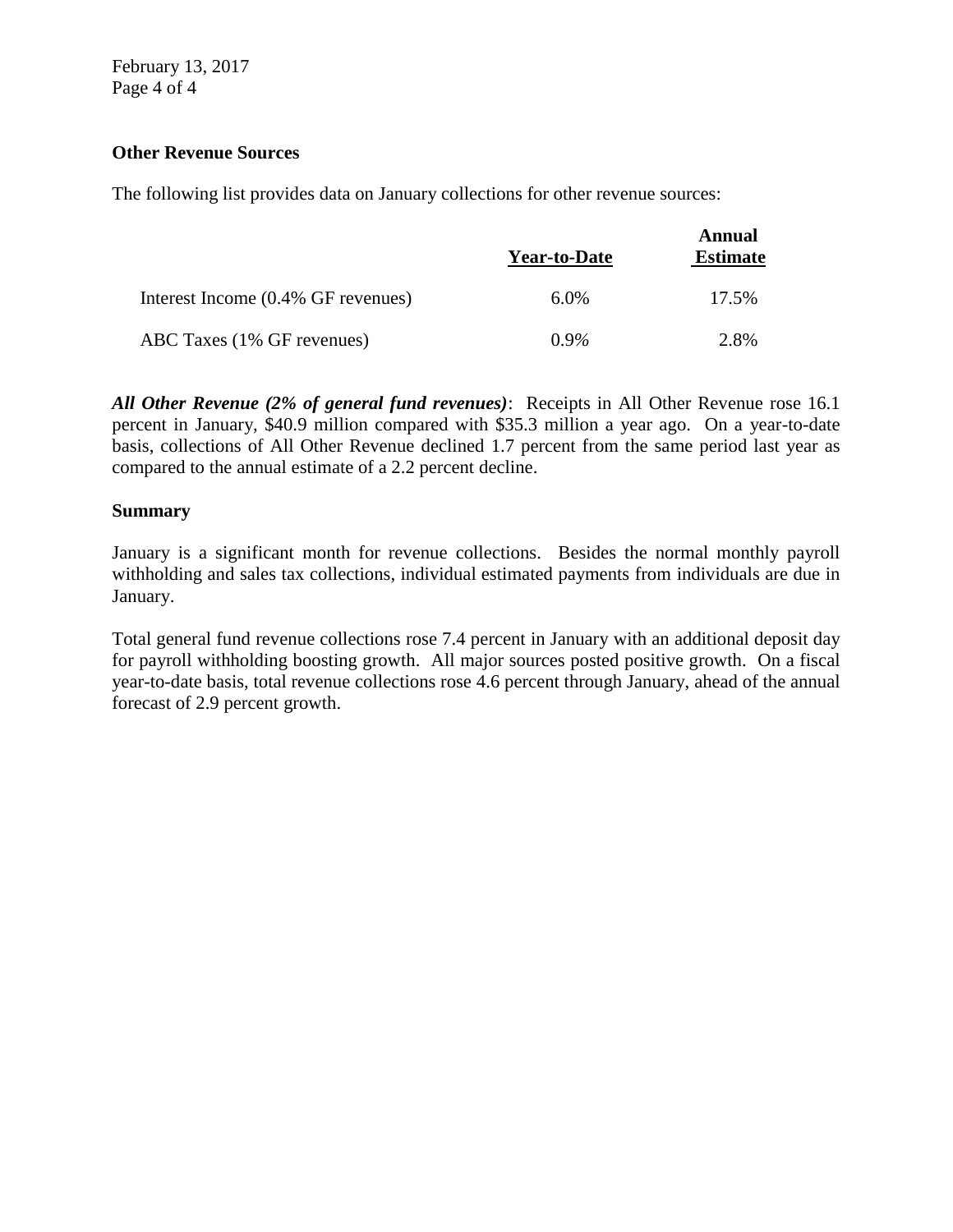February 13, 2017

### Other Revenue Sources

The following list provides data on January collections for other revenue sources:

| | Year-to-Date | Annual Estimate |
|---|---|---|
| Interest Income (0.4% GF revenues) | 6.0% | 17.5% |
| ABC Taxes (1% GF revenues) | 0.9% | 2.8% |

***All Other Revenue (2% of general fund revenues)***: Receipts in All Other Revenue rose 16.1 percent in January, $40.9 million compared with $35.3 million a year ago. On a year-to-date basis, collections of All Other Revenue declined 1.7 percent from the same period last year as compared to the annual estimate of a 2.2 percent decline.

### Summary

January is a significant month for revenue collections. Besides the normal monthly payroll withholding and sales tax collections, individual estimated payments from individuals are due in January.

Total general fund revenue collections rose 7.4 percent in January with an additional deposit day for payroll withholding boosting growth. All major sources posted positive growth. On a fiscal year-to-date basis, total revenue collections rose 4.6 percent through January, ahead of the annual forecast of 2.9 percent growth.